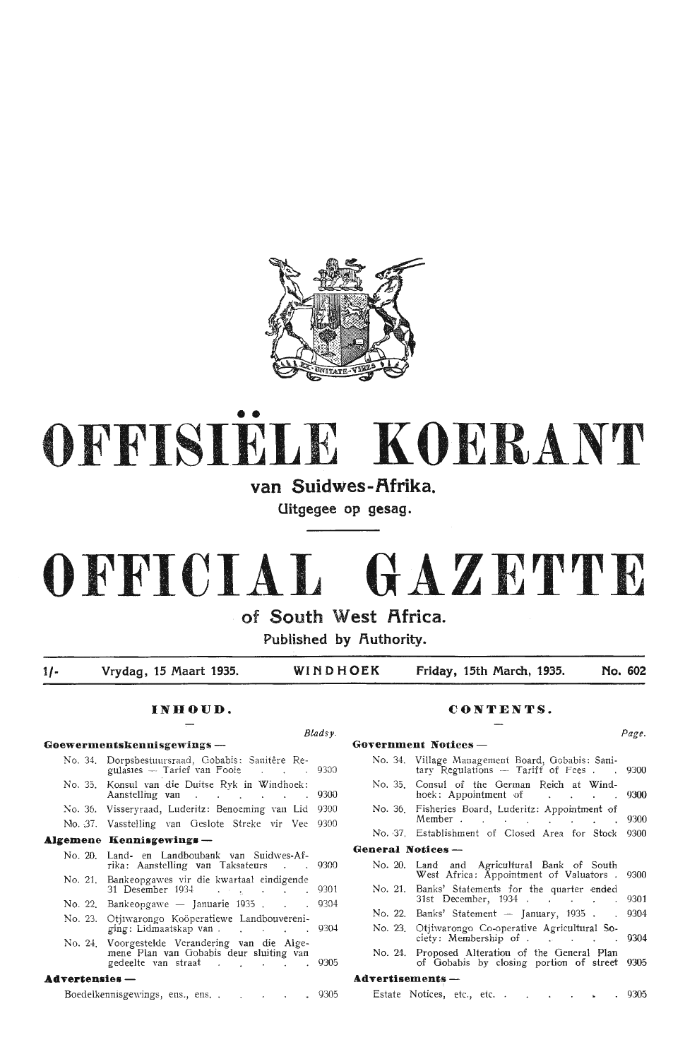# OFFISIËLE KOERANT

## van Suidwes-Afrika.

Uitgegee op gesag.

# OFFICIAL GAZETTE

## of South West Africa.

Published by Authority.

1/- Vrydag, 15 Maart 1935. WINDHOEK Friday, 15th March, 1935. No. 602

## INHOUD.

| | | Bladsy. |
|---|---|---|
| **Goewermentskennisgewings —** | | |
| No. 34. | Dorpsbestuursraad, Gobabis: Sanitêre Regulasies — Tarief van Fooie | 9300 |
| No. 35. | Konsul van die Duitse Ryk in Windhoek: Aanstelling van | 9300 |
| No. 36. | Visseryraad, Luderitz: Benoeming van Lid | 9300 |
| No. 37. | Vasstelling van Geslote Streke vir Vee | 9300 |
| **Algemene Kennisgewings —** | | |
| No. 20. | Land- en Landboubank van Suidwes-Afrika: Aanstelling van Taksateurs | 9300 |
| No. 21. | Bankeopgawes vir die kwartaal eindigende 31 Desember 1934 | 9301 |
| No. 22. | Bankeopgawe — Januarie 1935 | 9304 |
| No. 23. | Otjiwarongo Koöperatiewe Landbouvereniging: Lidmaatskap van | 9304 |
| No. 24. | Voorgestelde Verandering van die Algemene Plan van Gobabis deur sluiting van gedeelte van straat | 9305 |
| **Advertensies —** | | |
| | Boedelkennisgewings, ens., ens. | 9305 |

## CONTENTS.

| | | Page. |
|---|---|---|
| **Government Notices —** | | |
| No. 34. | Village Management Board, Gobabis: Sanitary Regulations — Tariff of Fees | 9300 |
| No. 35. | Consul of the German Reich at Windhoek: Appointment of | 9300 |
| No. 36. | Fisheries Board, Luderitz: Appointment of Member | 9300 |
| No. 37. | Establishment of Closed Area for Stock | 9300 |
| **General Notices —** | | |
| No. 20. | Land and Agricultural Bank of South West Africa: Appointment of Valuators | 9300 |
| No. 21. | Banks' Statements for the quarter ended 31st December, 1934 | 9301 |
| No. 22. | Banks' Statement — January, 1935 | 9304 |
| No. 23. | Otjiwarongo Co-operative Agricultural Society: Membership of | 9304 |
| No. 24. | Proposed Alteration of the General Plan of Gobabis by closing portion of street | 9305 |
| **Advertisements —** | | |
| | Estate Notices, etc., etc. | 9305 |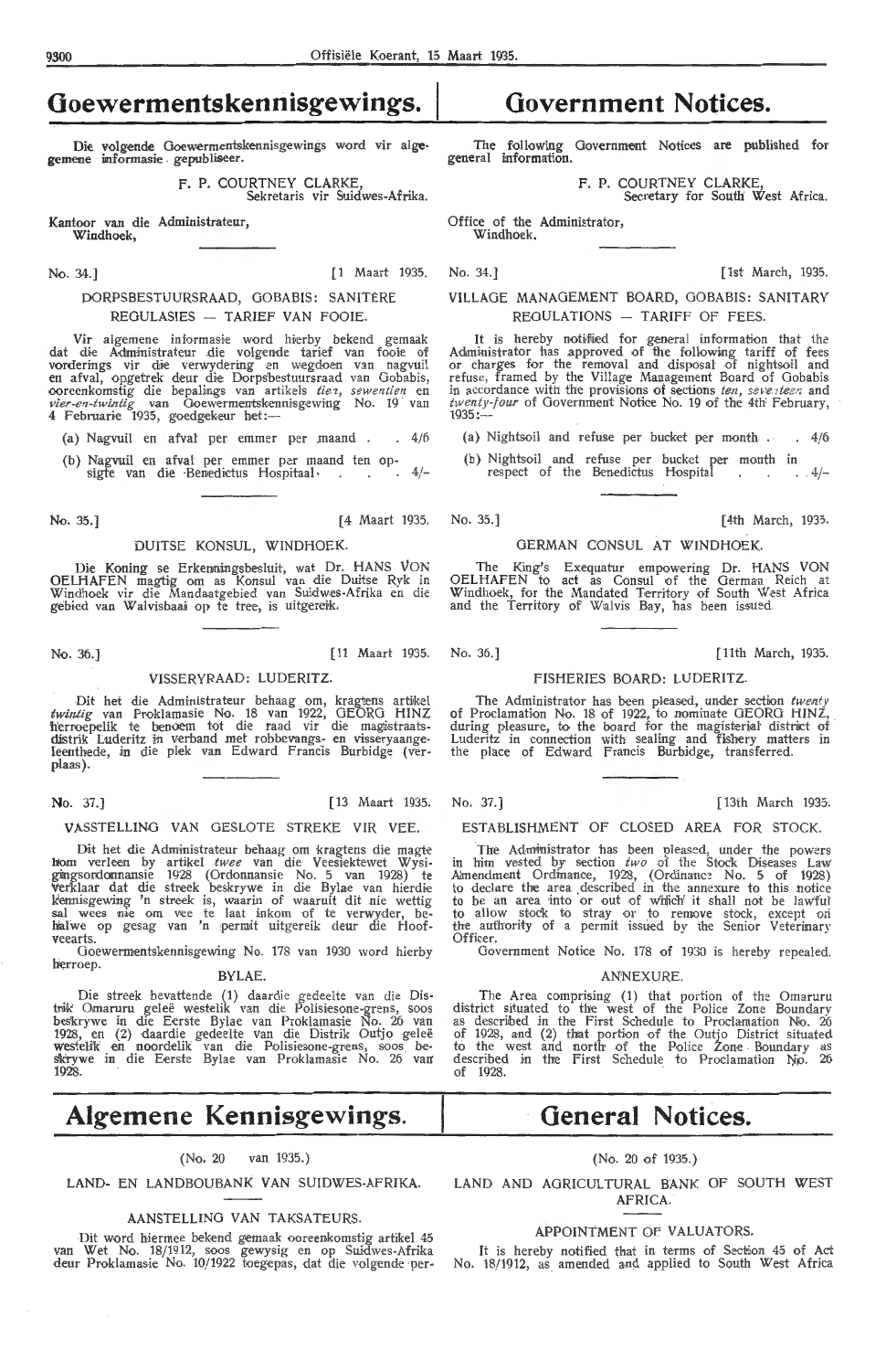# Goewermentskennisgewings.

Die volgende Goewermentskennisgewings word vir algemene informasie gepubliseer.

F. P. COURTNEY CLARKE,
Sekretaris vir Suidwes-Afrika.

Kantoor van die Administrateur,
Windhoek,

No. 34.] [1 Maart 1935.

## DORPSBESTUURSRAAD, GOBABIS: SANITÊRE REGULASIES — TARIEF VAN FOOIE.

Vir algemene informasie word hierby bekend gemaak dat die Administrateur die volgende tarief van fooie of vorderings vir die verwydering en wegdoen van nagvuil en afval, opgetrek deur die Dorpsbestuursraad van Gobabis, ooreenkomstig die bepalings van artikels *tien*, *sewentien* en *vier-en-twintig* van Goewermentskennisgewing No. 19 van 4 Februarie 1935, goedgekeur het:—

(a) Nagvuil en afval per emmer per maand . . 4/6

(b) Nagvuil en afval per emmer per maand ten opsigte van die Benedictus Hospitaal . . . . 4/–

No. 35.] [4 Maart 1935.

## DUITSE KONSUL, WINDHOEK.

Die Koning se Erkenningsbesluit, wat Dr. HANS VON OELHAFEN magtig om as Konsul van die Duitse Ryk in Windhoek vir die Mandaatgebied van Suidwes-Afrika en die gebied van Walvisbaai op te tree, is uitgereik.

No. 36.] [11 Maart 1935.

## VISSERYRAAD: LUDERITZ.

Dit het die Administrateur behaag om, kragtens artikel *twintig* van Proklamasie No. 18 van 1922, GEORG HINZ herroepelik te benoem tot die raad vir die magistraatsdistrik Luderitz in verband met robbevangs- en visseryaangeleenthede, in die plek van Edward Francis Burbidge (verplaas).

No. 37.] [13 Maart 1935.

## VASSTELLING VAN GESLOTE STREKE VIR VEE.

Dit het die Administrateur behaag om kragtens die magte hom verleen by artikel *twee* van die Veesiektewet Wysigingsordonnansie 1928 (Ordonnansie No. 5 van 1928) te verklaar dat die streek beskrywe in die Bylae van hierdie kennisgewing 'n streek is, waarin of waaruit dit nie wettig sal wees nie om vee te laat inkom of te verwyder, behalwe op gesag van 'n permit uitgereik deur die Hoofveearts.

Goewermentskennisgewing No. 178 van 1930 word hierby herroep.

BYLAE.

Die streek bevattende (1) daardie gedeelte van die Distrik Omaruru geleë westelik van die Polisiesone-grens, soos beskrywe in die Eerste Bylae van Proklamasie No. 26 van 1928, en (2) daardie gedeelte van die Distrik Outjo geleë westelik en noordelik van die Polisiesone-grens, soos beskrywe in die Eerste Bylae van Proklamasie No. 26 van 1928.

# Government Notices.

The following Government Notices are published for general information.

F. P. COURTNEY CLARKE,
Secretary for South West Africa.

Office of the Administrator,
Windhoek.

No. 34.] [1st March, 1935.

## VILLAGE MANAGEMENT BOARD, GOBABIS: SANITARY REGULATIONS — TARIFF OF FEES.

It is hereby notified for general information that the Administrator has approved of the following tariff of fees or charges for the removal and disposal of nightsoil and refuse, framed by the Village Management Board of Gobabis in accordance with the provisions of sections *ten*, *seventeen* and *twenty-four* of Government Notice No. 19 of the 4th February, 1935:—

(a) Nightsoil and refuse per bucket per month . . 4/6

(b) Nightsoil and refuse per bucket per month in respect of the Benedictus Hospital . . . . 4/–

No. 35.] [4th March, 1935.

## GERMAN CONSUL AT WINDHOEK.

The King's Exequatur empowering Dr. HANS VON OELHAFEN to act as Consul of the German Reich at Windhoek, for the Mandated Territory of South West Africa and the Territory of Walvis Bay, has been issued.

No. 36.] [11th March, 1935.

## FISHERIES BOARD: LUDERITZ.

The Administrator has been pleased, under section *twenty* of Proclamation No. 18 of 1922, to nominate GEORG HINZ, during pleasure, to the board for the magisterial district of Luderitz in connection with sealing and fishery matters in the place of Edward Francis Burbidge, transferred.

No. 37.] [13th March 1935.

## ESTABLISHMENT OF CLOSED AREA FOR STOCK.

The Administrator has been pleased, under the powers in him vested by section *two* of the Stock Diseases Law Amendment Ordinance, 1928, (Ordinance No. 5 of 1928) to declare the area described in the annexure to this notice to be an area into or out of which it shall not be lawful to allow stock to stray or to remove stock, except on the authority of a permit issued by the Senior Veterinary Officer.

Government Notice No. 178 of 1930 is hereby repealed.

ANNEXURE.

The Area comprising (1) that portion of the Omaruru district situated to the west of the Police Zone Boundary as described in the First Schedule to Proclamation No. 26 of 1928, and (2) that portion of the Outjo District situated to the west and north of the Police Zone Boundary as described in the First Schedule to Proclamation No. 26 of 1928.

# Algemene Kennisgewings.

(No. 20 van 1935.)

## LAND- EN LANDBOUBANK VAN SUIDWES-AFRIKA.

### AANSTELLING VAN TAKSATEURS.

Dit word hiermee bekend gemaak ooreenkomstig artikel 45 van Wet No. 18/1912, soos gewysig en op Suidwes-Afrika deur Proklamasie No. 10/1922 toegepas, dat die volgende per-

# General Notices.

(No. 20 of 1935.)

## LAND AND AGRICULTURAL BANK OF SOUTH WEST AFRICA.

### APPOINTMENT OF VALUATORS.

It is hereby notified that in terms of Section 45 of Act No. 18/1912, as amended and applied to South West Africa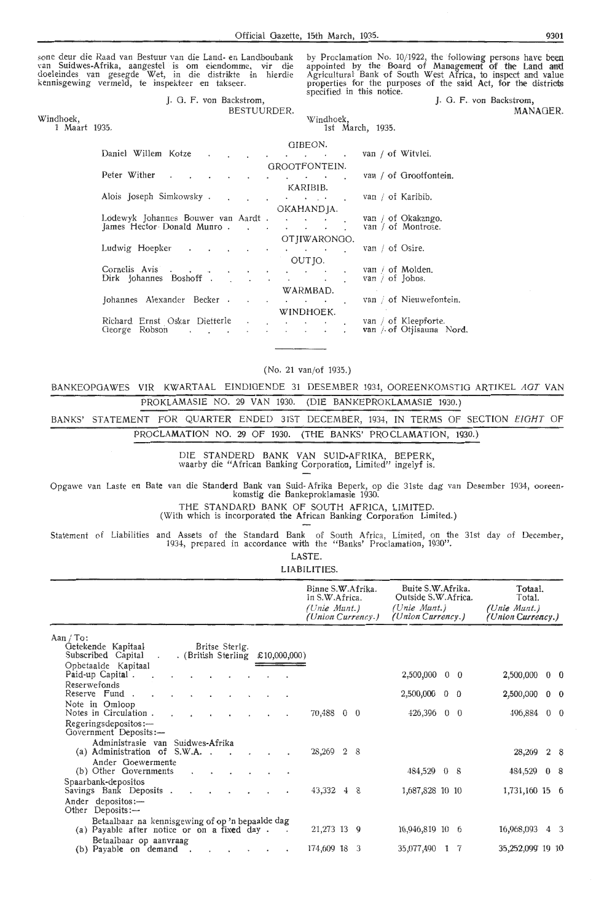sone deur die Raad van Bestuur van die Land- en Landboubank van Suidwes-Afrika, aangestel is om eiendomme, vir die doeleindes van gesegde Wet, in die distrikte in hierdie kennisgewing vermeld, te inspekteer en takseer.

J. G. F. von Backstrom,
BESTUURDER.

Windhoek,
1 Maart 1935.

by Proclamation No. 10/1922, the following persons have been appointed by the Board of Management of the Land and Agricultural Bank of South West Africa, to inspect and value properties for the purposes of the said Act, for the districts specified in this notice.

J. G. F. von Backstrom,
MANAGER.

Windhoek,
1st March, 1935.

GIBEON.

Daniel Willem Kotze . . . . . . . . . van / of Witvlei.

GROOTFONTEIN.

Peter Wither . . . . . . . . . van / of Grootfontein.

KARIBIB.

Alois Joseph Simkowsky . . . . . . . . van / of Karibib.

OKAHANDJA.

Lodewyk Johannes Bouwer van Aardt . . . . . van / of Okakango.
James Hector Donald Munro . . . . . . . van / of Montrose.

OTJIWARONGO.

Ludwig Hoepker . . . . . . . . . van / of Osire.

OUTJO.

Cornelis Avis . . . . . . . . . van / of Molden.
Dirk Johannes Boshoff . . . . . . . van / of Jobos.

WARMBAD.

Johannes Alexander Becker . . . . . . . van / of Nieuwefontein.

WINDHOEK.

Richard Ernst Oskar Dietterle . . . . . . van / of Kleepforte.
George Robson . . . . . . . . . van / of Otjisauna Nord.

---

(No. 21 van/of 1935.)

BANKEOPGAWES VIR KWARTAAL EINDIGENDE 31 DESEMBER 1934, OOREENKOMSTIG ARTIKEL *AGT* VAN PROKLAMASIE NO. 29 VAN 1930. (DIE BANKEPROKLAMASIE 1930.)

BANKS' STATEMENT FOR QUARTER ENDED 31ST DECEMBER, 1934, IN TERMS OF SECTION *EIGHT* OF PROCLAMATION NO. 29 OF 1930. (THE BANKS' PROCLAMATION, 1930.)

DIE STANDERD BANK VAN SUID-AFRIKA, BEPERK,
waarby die "African Banking Corporation, Limited" ingelyf is.

Opgawe van Laste en Bate van die Standerd Bank van Suid-Afrika Beperk, op die 31ste dag van Desember 1934, ooreenkomstig die Bankeproklamasie 1930.

THE STANDARD BANK OF SOUTH AFRICA, LIMITED.
(With which is incorporated the African Banking Corporation Limited.)

Statement of Liabilities and Assets of the Standard Bank of South Africa, Limited, on the 31st day of December, 1934, prepared in accordance with the "Banks' Proclamation, 1930".

LASTE.
LIABILITIES.

| | Binne S.W.Afrika. In S.W.Africa. (*Unie Munt.*) (*Union Currency.*) | Buite S.W.Afrika. Outside S.W.Africa. (*Unie Munt.*) (*Union Currency.*) | Totaal. Total. (*Unie Munt.*) (*Union Currency.*) |
|---|---|---|---|
| Aan / To: | | | |
| Getekende Kapitaal / Subscribed Capital . . Britse Sterlg. (British Sterling £10,000,000) | | | |
| Opbetaalde Kapitaal / Paid-up Capital | | 2,500,000 0 0 | 2,500,000 0 0 |
| Reserwefonds / Reserve Fund | | 2,500,000 0 0 | 2,500,000 0 0 |
| Note in Omloop / Notes in Circulation | 70,488 0 0 | 426,396 0 0 | 496,884 0 0 |
| Regeringsdepositos:— / Government Deposits:— | | | |
| Administrasie van Suidwes-Afrika (a) Administration of S.W.A. | 28,269 2 8 | | 28,269 2 8 |
| Ander Goewermente (b) Other Governments | | 484,529 0 8 | 484,529 0 8 |
| Spaarbank-depositos / Savings Bank Deposits | 43,332 4 8 | 1,687,828 10 10 | 1,731,160 15 6 |
| Ander depositos:— / Other Deposits:— | | | |
| Betaalbaar na kennisgewing of op 'n bepaalde dag (a) Payable after notice or on a fixed day | 21,273 13 9 | 16,946,819 10 6 | 16,968,093 4 3 |
| Betaalbaar op aanvraag (b) Payable on demand | 174,609 18 3 | 35,077,490 1 7 | 35,252,099 19 10 |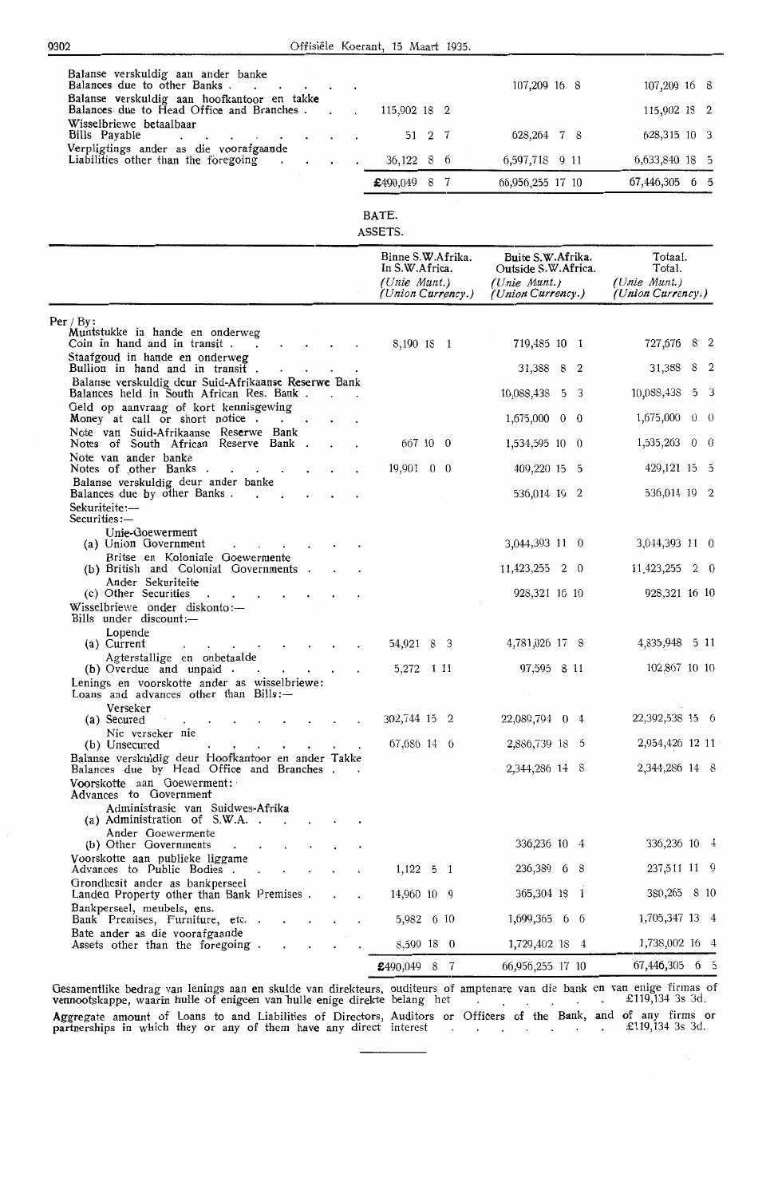| | | | |
|---|---|---|---|
| Balanse verskuldig aan ander banke<br>Balances due to other Banks | | 107,209 16 8 | 107,209 16 8 |
| Balanse verskuldig aan hoofkantoor en takke<br>Balances due to Head Office and Branches | 115,902 18 2 | | 115,902 18 2 |
| Wisselbriewe betaalbaar<br>Bills Payable | 51 2 7 | 628,264 7 8 | 628,315 10 3 |
| Verpligtings ander as die voorafgaande<br>Liabilities other than the foregoing | 36,122 8 6 | 6,597,718 9 11 | 6,633,840 18 5 |
| | £490,049 8 7 | 66,956,255 17 10 | 67,446,305 6 5 |

BATE.

ASSETS.

| | Binne S.W.Afrika.<br>In S.W.Africa.<br>*(Unie Munt.)*<br>*(Union Currency.)* | Buite S.W.Afrika.<br>Outside S.W.Africa.<br>*(Unie Munt.)*<br>*(Union Currency.)* | Totaal.<br>Total.<br>*(Unie Munt.)*<br>*(Union Currency.)* |
|---|---|---|---|
| Per / By: | | | |
| Muntstukke in hande en onderweg<br>Coin in hand and in transit | 8,190 18 1 | 719,485 10 1 | 727,676 8 2 |
| Staafgoud in hande en onderweg<br>Bullion in hand and in transit | | 31,388 8 2 | 31,388 8 2 |
| Balanse verskuldig deur Suid-Afrikaanse Reserwe Bank<br>Balances held in South African Res. Bank | | 10,088,438 5 3 | 10,088,438 5 3 |
| Geld op aanvraag of kort kennisgewing<br>Money at call or short notice | | 1,675,000 0 0 | 1,675,000 0 0 |
| Note van Suid-Afrikaanse Reserwe Bank<br>Notes of South African Reserve Bank | 667 10 0 | 1,534,595 10 0 | 1,535,263 0 0 |
| Note van ander banke<br>Notes of other Banks | 19,901 0 0 | 409,220 15 5 | 429,121 15 5 |
| Balanse verskuldig deur ander banke<br>Balances due by other Banks | | 536,014 19 2 | 536,014 19 2 |
| Sekuriteite:—<br>Securities:— | | | |
| Unie-Goewerment<br>(a) Union Government | | 3,044,393 11 0 | 3,044,393 11 0 |
| Britse en Koloniale Goewermente<br>(b) British and Colonial Governments | | 11,423,255 2 0 | 11,423,255 2 0 |
| Ander Sekuriteite<br>(c) Other Securities | | 928,321 16 10 | 928,321 16 10 |
| Wisselbriewe onder diskonto:—<br>Bills under discount:— | | | |
| Lopende<br>(a) Current | 54,921 8 3 | 4,781,026 17 8 | 4,835,948 5 11 |
| Agterstallige en onbetaalde<br>(b) Overdue and unpaid | 5,272 1 11 | 97,595 8 11 | 102,867 10 10 |
| Lenings en voorskotte ander as wisselbriewe:<br>Loans and advances other than Bills:— | | | |
| Verseker<br>(a) Secured | 302,744 15 2 | 22,089,794 0 4 | 22,392,538 15 6 |
| Nie verseker nie<br>(b) Unsecured | 67,686 14 6 | 2,886,739 18 5 | 2,954,426 12 11 |
| Balanse verskuldig deur Hoofkantoor en ander Takke<br>Balances due by Head Office and Branches | | 2,344,286 14 8 | 2,344,286 14 8 |
| Voorskotte aan Goewerment:<br>Advances to Government | | | |
| Administrasie van Suidwes-Afrika<br>(a) Administration of S.W.A. | | | |
| Ander Goewermente<br>(b) Other Governments | | 336,236 10 4 | 336,236 10 4 |
| Voorskotte aan publieke liggame<br>Advances to Public Bodies | 1,122 5 1 | 236,389 6 8 | 237,511 11 9 |
| Grondbesit ander as bankperseel<br>Landed Property other than Bank Premises | 14,960 10 9 | 365,304 18 1 | 380,265 8 10 |
| Bankperseel, meubels, ens.<br>Bank Premises, Furniture, etc. | 5,982 6 10 | 1,699,365 6 6 | 1,705,347 13 4 |
| Bate ander as die voorafgaande<br>Assets other than the foregoing | 8,599 18 0 | 1,729,402 18 4 | 1,738,002 16 4 |
| | £490,049 8 7 | 66,956,255 17 10 | 67,446,305 6 5 |

Gesamentlike bedrag van lenings aan en skulde van direkteurs, ouditeurs of amptenare van die bank en van enige firmas of vennootskappe, waarin hulle of enigeen van hulle enige direkte belang het . . . . . . . £119,134 3s 3d.

Aggregate amount of Loans to and Liabilities of Directors, Auditors or Officers of the Bank, and of any firms or partnerships in which they or any of them have any direct interest . . . . . . . . £119,134 3s 3d.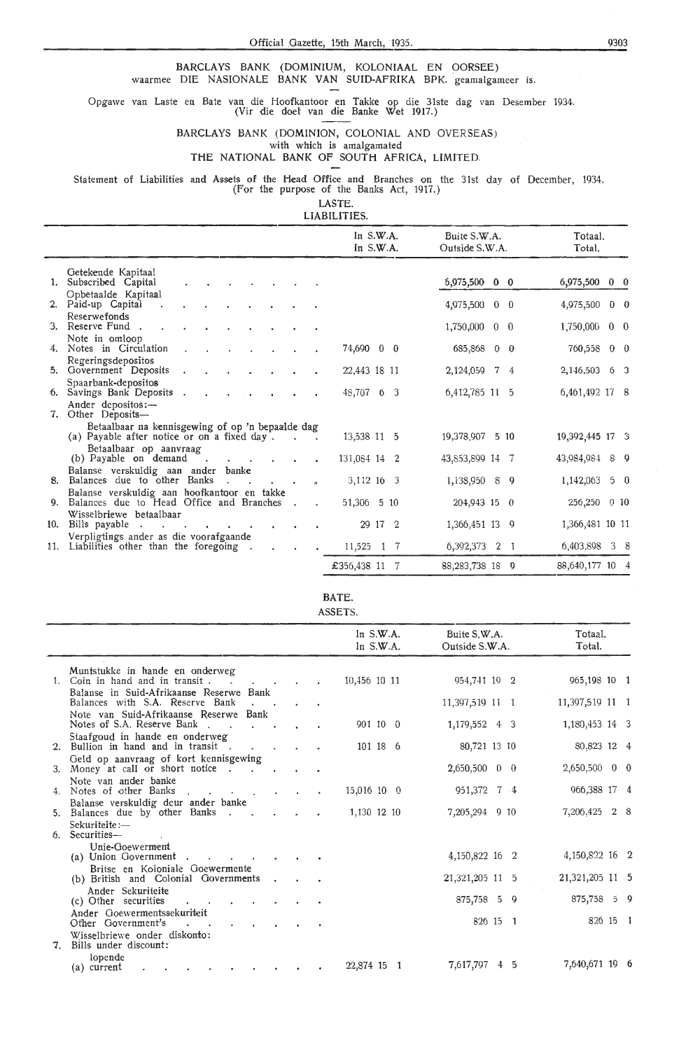BARCLAYS BANK (DOMINIUM, KOLONIAAL EN OORSEE) waarmee DIE NASIONALE BANK VAN SUID-AFRIKA BPK. geamalgameer is.

Opgawe van Laste en Bate van die Hoofkantoor en Takke op die 31ste dag van Desember 1934. (Vir die doel van die Banke Wet 1917.)

BARCLAYS BANK (DOMINION, COLONIAL AND OVERSEAS) with which is amalgamated THE NATIONAL BANK OF SOUTH AFRICA, LIMITED.

Statement of Liabilities and Assets of the Head Office and Branches on the 31st day of December, 1934. (For the purpose of the Banks Act, 1917.)

LASTE.
LIABILITIES.

| | In S.W.A. In S.W.A. | Buite S.W.A. Outside S.W.A. | Totaal. Total. |
|---|---|---|---|
| Getekende Kapitaal 1. Subscribed Capital | | 6,975,500 0 0 | 6,975,500 0 0 |
| Opbetaalde Kapitaal 2. Paid-up Capital | | 4,975,500 0 0 | 4,975,500 0 0 |
| Reserwefonds 3. Reserve Fund | | 1,750,000 0 0 | 1,750,000 0 0 |
| Note in omloop 4. Notes in Circulation | 74,690 0 0 | 685,868 0 0 | 760,558 0 0 |
| Regeringsdepositos 5. Government Deposits | 22,443 18 11 | 2,124,059 7 4 | 2,146,503 6 3 |
| Spaarbank-depositos 6. Savings Bank Deposits | 48,707 6 3 | 6,412,785 11 5 | 6,461,492 17 8 |
| Ander depositos:— 7. Other Deposits— | | | |
| Betaalbaar na kennisgewing of op 'n bepaalde dag (a) Payable after notice or on a fixed day | 13,538 11 5 | 19,378,907 5 10 | 19,392,445 17 3 |
| Betaalbaar op aanvraag (b) Payable on demand | 131,084 14 2 | 43,853,899 14 7 | 43,984,984 8 9 |
| Balanse verskuldig aan ander banke 8. Balances due to other Banks | 3,112 16 3 | 1,138,950 8 9 | 1,142,063 5 0 |
| Balanse verskuldig aan hoofkantoor en takke 9. Balances due to Head Office and Branches | 51,306 5 10 | 204,943 15 0 | 256,250 0 10 |
| Wisselbriewe betaalbaar 10. Bills payable | 29 17 2 | 1,366,451 13 9 | 1,366,481 10 11 |
| Verpligtings ander as die voorafgaande 11. Liabilities other than the foregoing | 11,525 1 7 | 6,392,373 2 1 | 6,403,898 3 8 |
| | £356,438 11 7 | 88,283,738 18 9 | 88,640,177 10 4 |

BATE.
ASSETS.

| | In S.W.A. In S.W.A. | Buite S.W.A. Outside S.W.A. | Totaal. Total. |
|---|---|---|---|
| Muntstukke in hande en onderweg 1. Coin in hand and in transit | 10,456 10 11 | 954,741 19 2 | 965,198 10 1 |
| Balanse in Suid-Afrikaanse Reserwe Bank Balances with S.A. Reserve Bank | | 11,397,519 11 1 | 11,397,519 11 1 |
| Note van Suid-Afrikaanse Reserwe Bank Notes of S.A. Reserve Bank | 901 10 0 | 1,179,552 4 3 | 1,180,453 14 3 |
| Staafgoud in hande en onderweg 2. Bullion in hand and in transit | 101 18 6 | 80,721 13 10 | 80,823 12 4 |
| Geld op aanvraag of kort kennisgewing 3. Money at call or short notice | | 2,650,500 0 0 | 2,650,500 0 0 |
| Note van ander banke 4. Notes of other Banks | 15,016 10 0 | 951,372 7 4 | 966,388 17 4 |
| Balanse verskuldig deur ander banke 5. Balances due by other Banks | 1,130 12 10 | 7,205,294 9 10 | 7,206,425 2 8 |
| Sekuriteite:— 6. Securities— | | | |
| Unie-Goewerment (a) Union Government | | 4,150,822 16 2 | 4,150,822 16 2 |
| Britse en Koloniale Goewermente (b) British and Colonial Governments | | 21,321,205 11 5 | 21,321,205 11 5 |
| Ander Sekuriteite (c) Other securities | | 875,758 5 9 | 875,758 5 9 |
| Ander Goewermentssekuriteit Other Government's | | 826 15 1 | 826 15 1 |
| Wisselbriewe onder diskonto: 7. Bills under discount: | | | |
| lopende (a) current | 22,874 15 1 | 7,617,797 4 5 | 7,640,671 19 6 |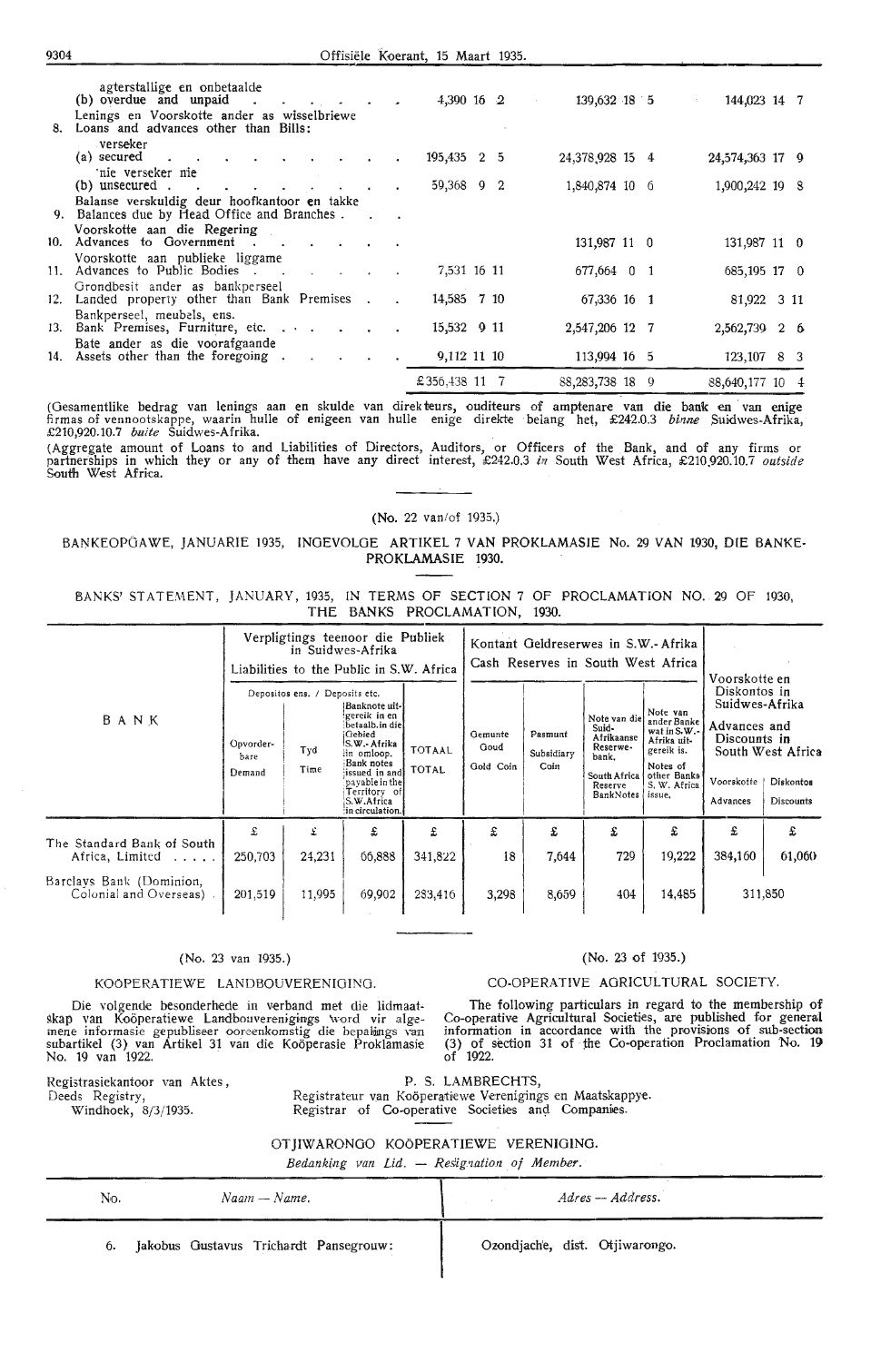| | | | |
|---|---|---|---|
| agterstallige en onbetaalde<br>(b) overdue and unpaid | 4,390 16 2 | 139,632 18 5 | 144,023 14 7 |
| Lenings en Voorskotte ander as wisselbriewe<br>8. Loans and advances other than Bills: | | | |
| verseker<br>(a) secured | 195,435 2 5 | 24,378,928 15 4 | 24,574,363 17 9 |
| nie verseker nie<br>(b) unsecured | 59,368 9 2 | 1,840,874 10 6 | 1,900,242 19 8 |
| Balanse verskuldig deur hoofkantoor en takke<br>9. Balances due by Head Office and Branches | | | |
| Voorskotte aan die Regering<br>10. Advances to Government | | 131,987 11 0 | 131,987 11 0 |
| Voorskotte aan publieke liggame<br>11. Advances to Public Bodies | 7,531 16 11 | 677,664 0 1 | 685,195 17 0 |
| Grondbesit ander as bankperseel<br>12. Landed property other than Bank Premises | 14,585 7 10 | 67,336 16 1 | 81,922 3 11 |
| Bankperseel, meubels, ens.<br>13. Bank Premises, Furniture, etc. | 15,532 9 11 | 2,547,206 12 7 | 2,562,739 2 6 |
| Bate ander as die voorafgaande<br>14. Assets other than the foregoing | 9,112 11 10 | 113,994 16 5 | 123,107 8 3 |
| | £356,438 11 7 | 88,283,738 18 9 | 88,640,177 10 4 |

(Gesamentlike bedrag van lenings aan en skulde van direkteurs, ouditeurs of amptenare van die bank en van enige firmas of vennootskappe, waarin hulle of enigeen van hulle enige direkte belang het, £242.0.3 *binne* Suidwes-Afrika, £210,920.10.7 *buite* Suidwes-Afrika.

(Aggregate amount of Loans to and Liabilities of Directors, Auditors, or Officers of the Bank, and of any firms or partnerships in which they or any of them have any direct interest, £242.0.3 *in* South West Africa, £210,920.10.7 *outside* South West Africa.

(No. 22 van/of 1935.)

BANKEOPGAWE, JANUARIE 1935, INGEVOLGE ARTIKEL 7 VAN PROKLAMASIE No. 29 VAN 1930, DIE BANKE-PROKLAMASIE 1930.

BANKS' STATEMENT, JANUARY, 1935, IN TERMS OF SECTION 7 OF PROCLAMATION NO. 29 OF 1930, THE BANKS PROCLAMATION, 1930.

| BANK | Verpligtings teenoor die Publiek in Suidwes-Afrika / Liabilities to the Public in S.W. Africa | | | | Kontant Geldreserwes in S.W.-Afrika / Cash Reserves in South West Africa | | | | Voorskotte en Diskontos in Suidwes-Afrika / Advances and Discounts in South West Africa | |
|---|---|---|---|---|---|---|---|---|---|---|
| | Depositos ens. / Deposits etc. | | | | | | | | | |
| | Opvorderbare / Demand | Tyd / Time | Banknote uitgereik in en betaalb. in die Gebied S.W.-Afrika in omloop. / Bank notes issued in and payable in the Territory of S.W. Africa in circulation. | TOTAAL / TOTAL | Gemunte Goud / Gold Coin | Pasmunt / Subsidiary Coin | Note van die Suid-Afrikaanse Reserwebank. / South Africa Reserve Bank Notes | Note van ander Banke wat in S.W.-Afrika uitgereik is. / Notes of other Banks S. W. Africa issue. | Voorskotte / Advances | Diskontos / Discounts |
| | £ | £ | £ | £ | £ | £ | £ | £ | £ | £ |
| The Standard Bank of South Africa, Limited | 250,703 | 24,231 | 66,888 | 341,822 | 18 | 7,644 | 729 | 19,222 | 384,160 | 61,060 |
| Barclays Bank (Dominion, Colonial and Overseas) | 201,519 | 11,995 | 69,902 | 283,416 | 3,298 | 8,659 | 404 | 14,485 | 311,850 | |

(No. 23 van 1935.)

KOÖPERATIEWE LANDBOUVERENIGING.

Die volgende besonderhede in verband met die lidmaatskap van Koöperatiewe Landbouverenigings word vir algemene informasie gepubliseer ooreenkomstig die bepalings van subartikel (3) van Artikel 31 van die Koöperasie Proklamasie No. 19 van 1922.

(No. 23 of 1935.)

CO-OPERATIVE AGRICULTURAL SOCIETY.

The following particulars in regard to the membership of Co-operative Agricultural Societies, are published for general information in accordance with the provisions of sub-section (3) of section 31 of the Co-operation Proclamation No. 19 of 1922.

Registrasiekantoor van Aktes,
Deeds Registry,
Windhoek, 8/3/1935.

P. S. LAMBRECHTS,
Registrateur van Koöperatiewe Verenigings en Maatskappye.
Registrar of Co-operative Societies and Companies.

OTJIWARONGO KOÖPERATIEWE VERENIGING.

*Bedanking van Lid. — Resignation of Member.*

| No. | *Naam — Name.* | *Adres — Address.* |
|---|---|---|
| 6. | Jakobus Gustavus Trichardt Pansegrouw: | Ozondjache, dist. Otjiwarongo. |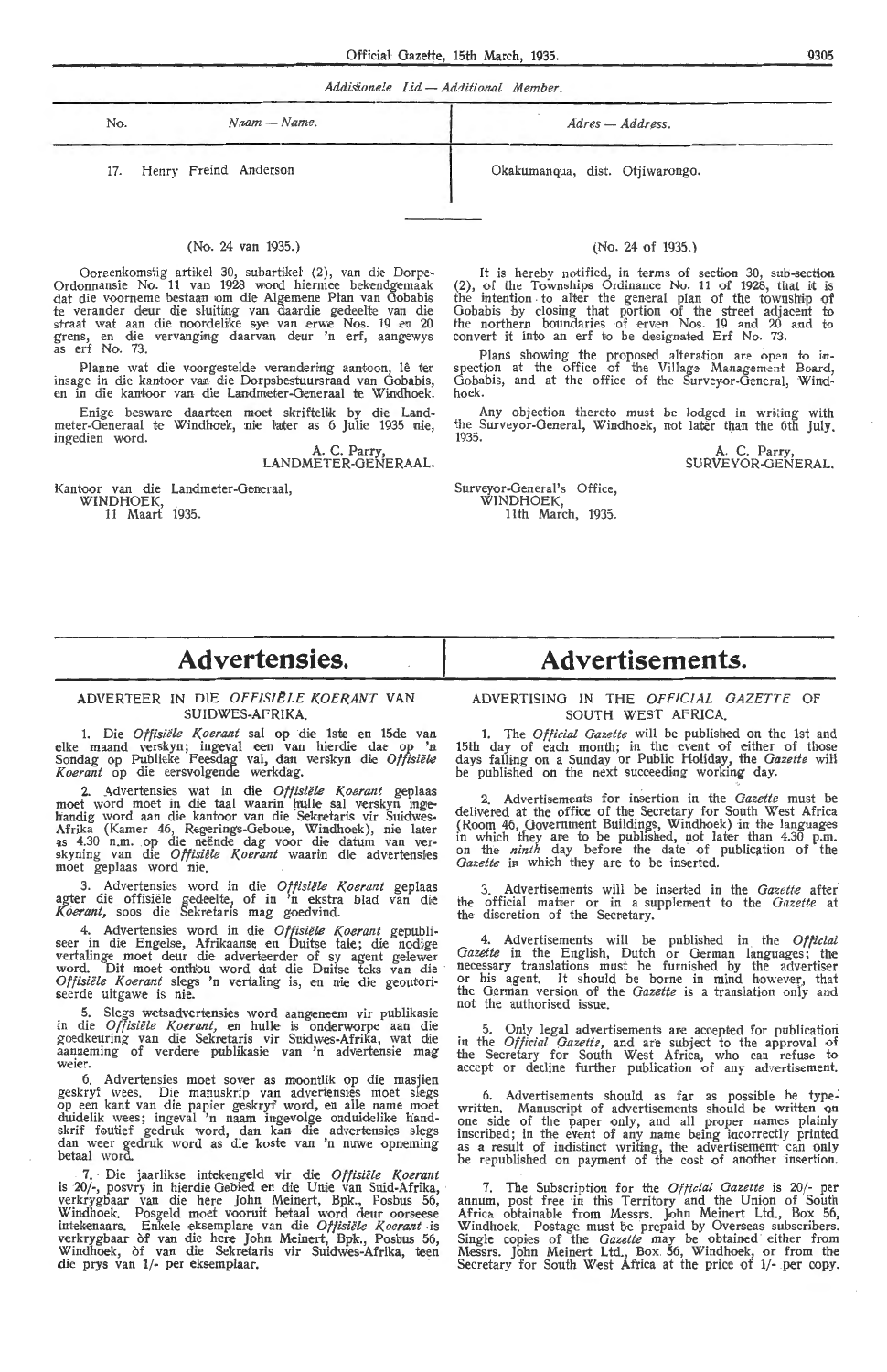*Addisionele Lid — Additional Member.*

| No. | *Naam — Name.* | *Adres — Address.* |
|---|---|---|
| 17. | Henry Freind Anderson | Okakumanqua, dist. Otjiwarongo. |

(No. 24 van 1935.)

Ooreenkomstig artikel 30, subartikel (2), van die Dorpe-Ordonnansie No. 11 van 1928 word hiermee bekendgemaak dat die voorneme bestaan om die Algemene Plan van Gobabis te verander deur die sluiting van daardie gedeelte van die straat wat aan die noordelike sye van erwe Nos. 19 en 20 grens, en die vervanging daarvan deur 'n erf, aangewys as erf No. 73.

Planne wat die voorgestelde verandering aantoon, lê ter insage in die kantoor van die Dorpsbestuursraad van Gobabis, en in die kantoor van die Landmeter-Generaal te Windhoek.

Enige besware daarteen moet skriftelik by die Landmeter-Generaal te Windhoek, nie later as 6 Julie 1935 nie, ingedien word.

A. C. Parry,
LANDMETER-GENERAAL.

Kantoor van die Landmeter-Generaal,
WINDHOEK,
11 Maart 1935.

(No. 24 of 1935.)

It is hereby notified, in terms of section 30, sub-section (2), of the Townships Ordinance No. 11 of 1928, that it is the intention to alter the general plan of the township of Gobabis by closing that portion of the street adjacent to the northern boundaries of erven Nos. 19 and 20 and to convert it into an erf to be designated Erf No. 73.

Plans showing the proposed alteration are open to inspection at the office of the Village Management Board, Gobabis, and at the office of the Surveyor-General, Windhoek.

Any objection thereto must be lodged in writing with the Surveyor-General, Windhoek, not later than the 6th July, 1935.

A. C. Parry,
SURVEYOR-GENERAL.

Surveyor-General's Office,
WINDHOEK,
11th March, 1935.

# Advertensies.

ADVERTEER IN DIE *OFFISIËLE KOERANT* VAN SUIDWES-AFRIKA.

1. Die *Offisiële Koerant* sal op die 1ste en 15de van elke maand verskyn; ingeval een van hierdie dae op 'n Sondag op Publieke Feesdag val, dan verskyn die *Offisiële Koerant* op die eersvolgende werkdag.

2. Advertensies wat in die *Offisiële Koerant* geplaas moet word moet in die taal waarin hulle sal verskyn ingehandig word aan die kantoor van die Sekretaris vir Suidwes-Afrika (Kamer 46, Regerings-Geboue, Windhoek), nie later as 4.30 n.m. op die neënde dag voor die datum van verskyning van die *Offisiële Koerant* waarin die advertensies moet geplaas word nie.

3. Advertensies word in die *Offisiële Koerant* geplaas agter die offisiële gedeelte, of in 'n ekstra blad van die *Koerant*, soos die Sekretaris mag goedvind.

4. Advertensies word in die *Offisiële Koerant* gepubliseer in die Engelse, Afrikaanse en Duitse tale; die nodige vertalinge moet deur die adverteerder of sy agent gelewer word. Dit moet onthou word dat die Duitse teks van die *Offisiële Koerant* slegs 'n vertaling is, en nie die geoutoriseerde uitgawe is nie.

5. Slegs wetsadvertensies word aangeneem vir publikasie in die *Offisiële Koerant*, en hulle is onderworpe aan die goedkeuring van die Sekretaris vir Suidwes-Afrika, wat die aanneming of verdere publikasie van 'n advertensie mag weier.

6. Advertensies moet sover as moontlik op die masjien geskryf wees. Die manuskrip van advertensies moet slegs op een kant van die papier geskryf word, en alle name moet duidelik wees; ingeval 'n naam ingevolge onduidelike handskrif foutief gedruk word, dan kan die advertensies slegs dan weer gedruk word as die koste van 'n nuwe opneming betaal word.

7. Die jaarlikse intekengeld vir die *Offisiële Koerant* is 20/-, posvry in hierdie Gebied en die Unie van Suid-Afrika, verkrygbaar van die here John Meinert, Bpk., Posbus 56, Windhoek. Posgeld moet vooruit betaal word deur oorseese intekenaars. Enkele eksemplare van die *Offisiële Koerant* is verkrygbaar òf van die here John Meinert, Bpk., Posbus 56, Windhoek, òf van die Sekretaris vir Suidwes-Afrika, teen die prys van 1/- per eksemplaar.

# Advertisements.

ADVERTISING IN THE *OFFICIAL GAZETTE* OF SOUTH WEST AFRICA.

1. The *Official Gazette* will be published on the 1st and 15th day of each month; in the event of either of those days falling on a Sunday or Public Holiday, the *Gazette* will be published on the next succeeding working day.

2. Advertisements for insertion in the *Gazette* must be delivered at the office of the Secretary for South West Africa (Room 46, Government Buildings, Windhoek) in the languages in which they are to be published, not later than 4.30 p.m. on the *ninth* day before the date of publication of the *Gazette* in which they are to be inserted.

3. Advertisements will be inserted in the *Gazette* after the official matter or in a supplement to the *Gazette* at the discretion of the Secretary.

4. Advertisements will be published in the *Official Gazette* in the English, Dutch or German languages; the necessary translations must be furnished by the advertiser or his agent. It should be borne in mind however, that the German version of the *Gazette* is a translation only and not the authorised issue.

5. Only legal advertisements are accepted for publication in the *Official Gazette*, and are subject to the approval of the Secretary for South West Africa, who can refuse to accept or decline further publication of any advertisement.

6. Advertisements should as far as possible be typewritten. Manuscript of advertisements should be written on one side of the paper only, and all proper names plainly inscribed; in the event of any name being incorrectly printed as a result of indistinct writing, the advertisement can only be republished on payment of the cost of another insertion.

7. The Subscription for the *Official Gazette* is 20/- per annum, post free in this Territory and the Union of South Africa obtainable from Messrs. John Meinert Ltd., Box 56, Windhoek. Postage must be prepaid by Overseas subscribers. Single copies of the *Gazette* may be obtained either from Messrs. John Meinert Ltd., Box 56, Windhoek, or from the Secretary for South West Africa at the price of 1/- per copy.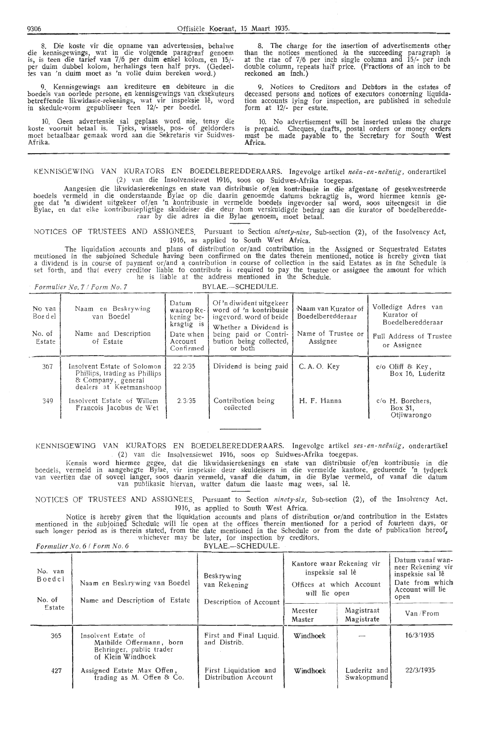8. Die koste vir die opname van advertensies, behalwe die kennisgewings, wat in die volgende paragraaf genoem is, is teen die tarief van 7/6 per duim enkel kolom, en 15/- per duim dubbel kolom, herhalings teen half prys. (Gedeeltes van 'n duim moet as 'n volle duim bereken word.)

9. Kennisgewings aan krediteure en debiteure in die boedels van oorlede persone, en kennisgewings van eksekuteurs betreffende likwidasie-rekenings, wat vir inspeksie lê, word in skedule-vorm gepubliseer teen 12/- per boedel.

10. Geen advertensie sal geplaas word nie, tensy die koste vooruit betaal is. Tjeks, wissels, pos- of geldorders moet betaalbaar gemaak word aan die Sekretaris vir Suidwes-Afrika.

8. The charge for the insertion of advertisements other than the notices mentioned in the succeeding paragraph is at the rtae of 7/6 per inch single column and 15/- per inch double column, repeats half price. (Fractions of an inch to be reckoned an inch.)

9. Notices to Creditors and Debtors in the estates of deceased persons and notices of executors concerning liquidation accounts lying for inspection, are published in schedule form at 12/- per estate.

10. No advertisement will be inserted unless the charge is prepaid. Cheques, drafts, postal orders or money orders must be made payable to the Secretary for South West Africa.

---

KENNISGEWING VAN KURATORS EN BOEDELBEREDDERAARS. Ingevolge artikel *neën-en-neëntig*, onderartikel (2) van die Insolvensiewet 1916, soos op Suidwes-Afrika toegepas.

Aangesien die likwidasierekenings en state van distribusie of/en kontribusie in die afgestane of gesekwestreerde boedels vermeld in die onderstaande Bylae op die daarin genoemde datums bekragtig is, word hiermee kennis gegee dat 'n diwident uitgekeer of/en 'n kontribusie in vermelde boedels ingevorder sal word, soos uiteengesit in die Bylae, en dat elke kontribusiepligtige skuldeiser die deur hom verskuldigde bedrag aan die kurator of boedelberedderaar by die adres in die Bylae genoem, moet betaal.

NOTICES OF TRUSTEES AND ASSIGNEES. Pursuant to Section *ninety-nine*, Sub-section (2), of the Insolvency Act, 1916, as applied to South West Africa.

The liquidation accounts and plans of distribution or/and contribution in the Assigned or Sequestrated Estates mentioned in the subjoined Schedule having been confirmed on the dates therein mentioned, notice is hereby given that a dividend is in course of payment or/and a contribution in course of collection in the said Estates as in the Schedule is set forth, and that every creditor liable to contribute is required to pay the trustee or assignee the amount for which he is liable at the address mentioned in the Schedule.

*Formulier No. 7 / Form No. 7* BYLAE.—SCHEDULE.

| No van Boedel / No. of Estate | Naam en Beskrywing van Boedel / Name and Description of Estate | Datum waarop Rekening bekragtig is / Date when Account Confirmed | Of 'n diwident uitgekeer word of 'n kontribusie ingevord. word of beide / Whether a Dividend is being paid or Contribution being collected, or both | Naam van Kurator of Boedelberedderaar / Name of Trustee or Assignee | Volledige Adres van Kurator of Boedelberedderaar / Full Address of Trustee or Assignee |
|---|---|---|---|---|---|
| 367 | Insolvent Estate of Solomon Phillips, trading as Phillips & Company, general dealers at Keetmanshoop | 22/2/35 | Dividend is being paid | C. A. O. Key | c/o Oliff & Key, Box 16, Luderitz |
| 349 | Insolvent Estate of Willem Francois Jacobus de Wet | 2/3/35 | Contribution being collected | H. F. Hanna | c/o H. Borchers, Box 31, Otjiwarongo |

---

KENNISGEWING VAN KURATORS EN BOEDELBEREDDERAARS. Ingevolge artikel *ses-en-neëntig*, onderartikel (2) van die Insolvensiewet 1916, soos op Suidwes-Afrika toegepas.

Kennis word hiermee gegee, dat die likwidasierekenings en state van distribusie of/en kontribusie in die boedels, vermeld in aangehegte Bylae, vir inspeksie deur skuldeisers in die vermelde kantore, gedurende 'n tydperk van veertien dae of soveel langer, soos daarin vermeld, vanaf die datum, in die Bylae vermeld, of vanaf die datum van publikasie hiervan, watter datum die laaste mag wees, sal lê.

NOTICES OF TRUSTEES AND ASSIGNEES. Pursuant to Section *ninety-six*, Sub-section (2), of the Insolvency Act, 1916, as applied to South West Africa.

Notice is hereby given that the liquidation accounts and plans of distribution or/and contribution in the Estates mentioned in the subjoined Schedule will lie open at the offices therein mentioned for a period of fourteen days, or such longer period as is therein stated, from the date mentioned in the Schedule or from the date of publication hereof, whichever may be later, for inspection by creditors.

*Formulier No. 6 / Form No. 6* BYLAE.—SCHEDULE.

| No. van Boedel / No. of Estate | Naam en Beskrywing van Boedel / Name and Description of Estate | Beskrywing van Rekening / Description of Account | Kantore waar Rekening vir inspeksie sal lê / Offices at which Account will lie open | | Datum vanaf wanneer Rekening vir inspeksie sal lê / Date from which Account will lie open |
|---|---|---|---|---|---|
| | | | Meester / Master | Magistraat / Magistrate | Van / From |
| 365 | Insolvent Estate of Mathilde Offermann, born Behringer, public trader of Klein Windhoek | First and Final Liquid. and Distrib. | Windhoek | — | 16/3/1935 |
| 427 | Assigned Estate Max Offen, trading as M. Offen & Co. | First Liquidation and Distribution Account | Windhoek | Luderitz and Swakopmund | 22/3/1935 |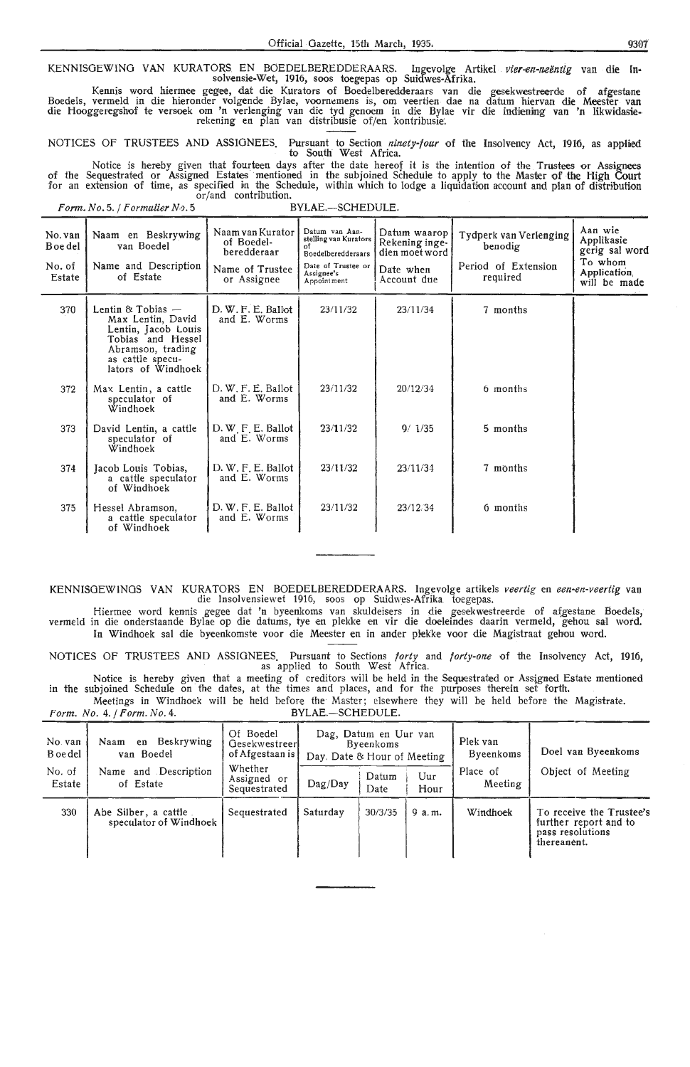KENNISGEWING VAN KURATORS EN BOEDELBEREDDERAARS. Ingevolge Artikel *vier-en-neëntig* van die Insolvensie-Wet, 1916, soos toegepas op Suidwes-Afrika.

Kennis word hiermee gegee, dat die Kurators of Boedelberedderaars van die gesekwestreerde of afgestane Boedels, vermeld in die hieronder volgende Bylae, voornemens is, om veertien dae na datum hiervan die Meester van die Hooggeregshof te versoek om 'n verlenging van die tyd genoem in die Bylae vir die indiening van 'n likwidasierekening en plan van distribusie of/en kontribusie.

NOTICES OF TRUSTEES AND ASSIGNEES. Pursuant to Section *ninety-four* of the Insolvency Act, 1916, as applied to South West Africa.

Notice is hereby given that fourteen days after the date hereof it is the intention of the Trustees or Assignees of the Sequestrated or Assigned Estates mentioned in the subjoined Schedule to apply to the Master of the High Court for an extension of time, as specified in the Schedule, within which to lodge a liquidation account and plan of distribution or/and contribution.

*Form. No.* 5. / *Formulier No.* 5 — BYLAE.—SCHEDULE.

| No. van Boedel / No. of Estate | Naam en Beskrywing van Boedel / Name and Description of Estate | Naam van Kurator of Boedelberedderaar / Name of Trustee or Assignee | Datum van Aanstelling van Kurators of Boedelberedderaars / Date of Trustee or Assignee's Appointment | Datum waarop Rekening ingedien moet word / Date when Account due | Tydperk van Verlenging benodig / Period of Extension required | Aan wie Applikasie gerig sal word / To whom Application will be made |
|---|---|---|---|---|---|---|
| 370 | Lentin & Tobias — Max Lentin, David Lentin, Jacob Louis Tobias and Hessel Abramson, trading as cattle speculators of Windhoek | D. W. F. E. Ballot and E. Worms | 23/11/32 | 23/11/34 | 7 months | |
| 372 | Max Lentin, a cattle speculator of Windhoek | D. W. F. E. Ballot and E. Worms | 23/11/32 | 20/12/34 | 6 months | |
| 373 | David Lentin, a cattle speculator of Windhoek | D. W. F. E. Ballot and E. Worms | 23/11/32 | 9/1/35 | 5 months | |
| 374 | Jacob Louis Tobias, a cattle speculator of Windhoek | D. W. F. E. Ballot and E. Worms | 23/11/32 | 23/11/34 | 7 months | |
| 375 | Hessel Abramson, a cattle speculator of Windhoek | D. W. F. E. Ballot and E. Worms | 23/11/32 | 23/12/34 | 6 months | |

KENNISGEWINGS VAN KURATORS EN BOEDELBEREDDERAARS. Ingevolge artikels *veertig* en *een-en-veertig* van die Insolvensiewet 1916, soos op Suidwes-Afrika toegepas.

Hiermee word kennis gegee dat 'n byeenkoms van skuldeisers in die gesekwestreerde of afgestane Boedels, vermeld in die onderstaande Bylae op die datums, tye en plekke en vir die doeleindes daarin vermeld, gehou sal word. In Windhoek sal die byeenkomste voor die Meester en in ander plekke voor die Magistraat gehou word.

NOTICES OF TRUSTEES AND ASSIGNEES. Pursuant to Sections *forty* and *forty-one* of the Insolvency Act, 1916, as applied to South West Africa.

Notice is hereby given that a meeting of creditors will be held in the Sequestrated or Assigned Estate mentioned in the subjoined Schedule on the dates, at the times and places, and for the purposes therein set forth.

Meetings in Windhoek will be held before the Master; elsewhere they will be held before the Magistrate.

*Form. No.* 4. / *Form. No.* 4. — BYLAE.—SCHEDULE.

| No. van Boedel / No. of Estate | Naam en Beskrywing van Boedel / Name and Description of Estate | Of Boedel Gesekwestreer of Afgestaan is / Whether Assigned or Sequestrated | Dag, Datum en Uur van Byeenkoms / Day, Date & Hour of Meeting | | | Plek van Byeenkoms / Place of Meeting | Doel van Byeenkoms / Object of Meeting |
|---|---|---|---|---|---|---|---|
| | | | Dag/Day | Datum / Date | Uur / Hour | | |
| 330 | Abe Silber, a cattle speculator of Windhoek | Sequestrated | Saturday | 30/3/35 | 9 a.m. | Windhoek | To receive the Trustee's further report and to pass resolutions thereanent. |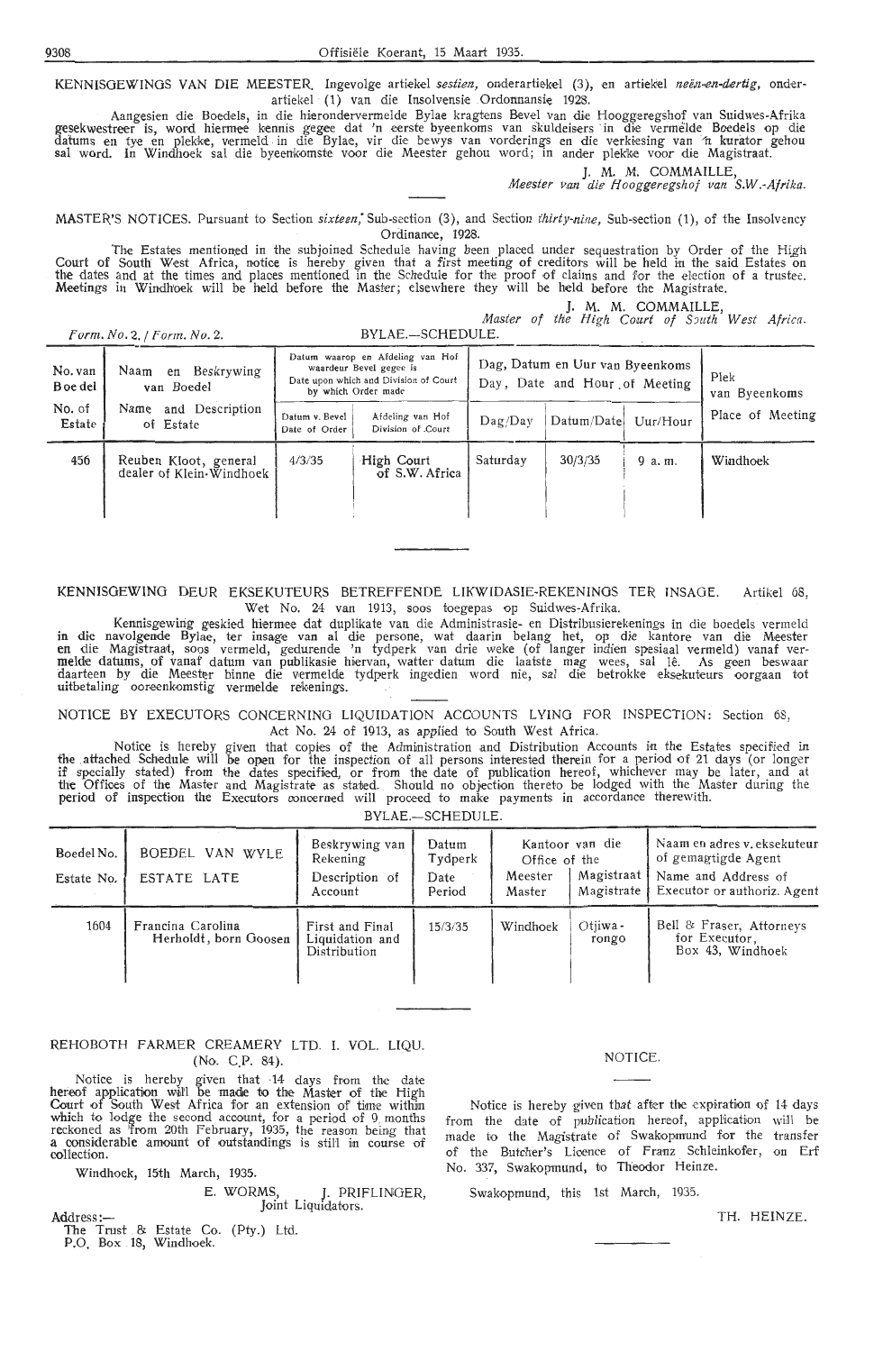KENNISGEWINGS VAN DIE MEESTER. Ingevolge artiekel *sestien*, onderartiekel (3), en artiekel *neën-en-dertig*, onderartiekel (1) van die Insolvensie Ordonnansie 1928.

Aangesien die Boedels, in die hieronderveremelde Bylae kragtens Bevel van die Hooggeregshof van Suidwes-Afrika gesekwestreer is, word hiermee kennis gegee dat 'n eerste byeenkoms van skuldeisers in die vermelde Boedels op die datums en tye en plekke, vermeld in die Bylae, vir die bewys van vorderings en die verkiesing van 'n kurator gehou sal word. In Windhoek sal die byeenkomste voor die Meester gehou word; in ander plekke voor die Magistraat.

J. M. M. COMMAILLE,
*Meester van die Hooggeregshof van S.W.-Afrika.*

MASTER'S NOTICES. Pursuant to Section *sixteen*, Sub-section (3), and Section *thirty-nine*, Sub-section (1), of the Insolvency Ordinance, 1928.

The Estates mentioned in the subjoined Schedule having been placed under sequestration by Order of the High Court of South West Africa, notice is hereby given that a first meeting of creditors will be held in the said Estates on the dates and at the times and places mentioned in the Schedule for the proof of claims and for the election of a trustee. Meetings in Windhoek will be held before the Master; elsewhere they will be held before the Magistrate.

J. M. M. COMMAILLE,
*Master of the High Court of South West Africa.*

*Form. No. 2. / Form. No. 2.* BYLAE.—SCHEDULE.

| No. van Boedel / No. of Estate | Naam en Beskrywing van Boedel / Name and Description of Estate | Datum waarop en Afdeling van Hof waardeur Bevel gegee is / Date upon which and Division of Court by which Order made | | Dag, Datum en Uur van Byeenkoms / Day, Date and Hour of Meeting | | | Plek van Byeenkoms / Place of Meeting |
|---|---|---|---|---|---|---|---|
| | | Datum v. Bevel / Date of Order | Afdeling van Hof / Division of Court | Dag/Day | Datum/Date | Uur/Hour | |
| 456 | Reuben Kloot, general dealer of Klein-Windhoek | 4/3/35 | High Court of S.W. Africa | Saturday | 30/3/35 | 9 a. m. | Windhoek |

KENNISGEWING DEUR EKSEKUTEURS BETREFFENDE LIKWIDASIE-REKENINGS TER INSAGE. Artikel 68, Wet No. 24 van 1913, soos toegepas op Suidwes-Afrika.

Kennisgewing geskied hiermee dat duplikate van die Administrasie- en Distribusierekenings in die boedels vermeld in die navolgende Bylae, ter insage van al die persone, wat daarin belang het, op die kantore van die Meester en die Magistraat, soos vermeld, gedurende 'n tydperk van drie weke (of langer indien spesiaal vermeld) vanaf vermelde datums, of vanaf datum van publikasie hiervan, watter datum die laatste mag wees, sal lê. As geen beswaar daarteen by die Meester binne die vermelde tydperk ingedien word nie, sal die betrokke eksekuteurs oorgaan tot uitbetaling ooreenkomstig vermelde rekenings.

NOTICE BY EXECUTORS CONCERNING LIQUIDATION ACCOUNTS LYING FOR INSPECTION: Section 68, Act No. 24 of 1913, as applied to South West Africa.

Notice is hereby given that copies of the Administration and Distribution Accounts in the Estates specified in the attached Schedule will be open for the inspection of all persons interested therein for a period of 21 days (or longer if specially stated) from the dates specified, or from the date of publication hereof, whichever may be later, and at the Offices of the Master and Magistrate as stated. Should no objection thereto be lodged with the Master during the period of inspection the Executors concerned will proceed to make payments in accordance therewith.

BYLAE.—SCHEDULE.

| Boedel No. / Estate No. | BOEDEL VAN WYLE / ESTATE LATE | Beskrywing van Rekening / Description of Account | Datum Tydperk / Date Period | Kantoor van die Office of the: Meester / Master | Magistraat / Magistrate | Naam en adres v. eksekuteur of gemagtigde Agent / Name and Address of Executor or authoriz. Agent |
|---|---|---|---|---|---|---|
| 1604 | Francina Carolina Herholdt, born Goosen | First and Final Liquidation and Distribution | 15/3/35 | Windhoek | Otjiwarongo | Bell & Fraser, Attorneys for Executor, Box 43, Windhoek |

REHOBOTH FARMER CREAMERY LTD. I. VOL. LIQU. (No. C.P. 84).

Notice is hereby given that 14 days from the date hereof application will be made to the Master of the High Court of South West Africa for an extension of time within which to lodge the second account, for a period of 9 months reckoned as from 20th February, 1935, the reason being that a considerable amount of outstandings is still in course of collection.

Windhoek, 15th March, 1935.

E. WORMS, J. PRIFLINGER,
Joint Liquidators.

Address:—
The Trust & Estate Co. (Pty.) Ltd.
P.O. Box 18, Windhoek.

NOTICE.

Notice is hereby given that after the expiration of 14 days from the date of publication hereof, application will be made to the Magistrate of Swakopmund for the transfer of the Butcher's Licence of Franz Schleinkofer, on Erf No. 337, Swakopmund, to Theodor Heinze.

Swakopmund, this 1st March, 1935.

TH. HEINZE.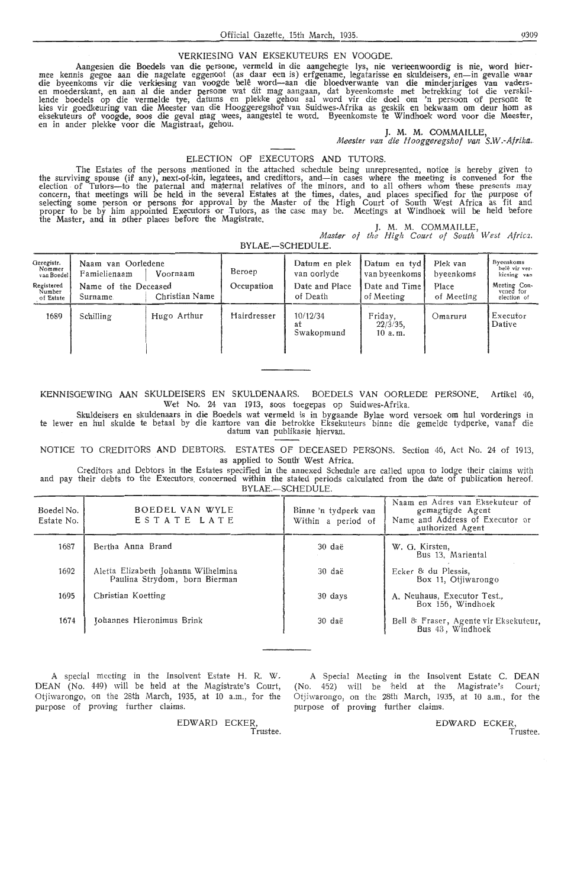## VERKIESING VAN EKSEKUTEURS EN VOOGDE.

Aangesien die Boedels van die persone, vermeld in die aangehegte lys, nie verteenwoordig is nie, word hiermee kennis gegee aan die nagelate eggenoot (as daar een is) erfgename, legatarisse en skuldeisers, en—in gevalle waar die byeenkoms vir die verkiesing van voogde belê word—aan die bloedverwante van die minderjariges van vadersen moederskant, en aan al die ander persone wat dit mag aangaan, dat byeenkomste met betrekking tot die verskillende boedels op die vermelde tye, datums en plekke gehou sal word vir die doel om 'n persoon of persone te kies vir goedkeuring van die Meester van die Hooggeregshof van Suidwes-Afrika as geskik en bekwaam om deur hom as eksekuteurs of voogde, soos die geval mag wees, aangestel te word. Byeenkomste te Windhoek word voor die Meester, en in ander plekke voor die Magistraat, gehou.

J. M. M. COMMAILLE,
*Meester van die Hooggeregshof van S.W.-Afrika.*

## ELECTION OF EXECUTORS AND TUTORS.

The Estates of the persons mentioned in the attached schedule being unrepresented, notice is hereby given to the surviving spouse (if any), next-of-kin, legatees, and creditors, and—in cases where the meeting is convened for the election of Tutors—to the paternal and maternal relatives of the minors, and to all others whom these presents may concern, that meetings will be held in the several Estates at the times, dates, and places specified for the purpose of selecting some person or persons for approval by the Master of the High Court of South West Africa as fit and proper to be by him appointed Executors or Tutors, as the case may be. Meetings at Windhoek will be held before the Master, and in other places before the Magistrate.

J. M. M. COMMAILLE,
*Master of the High Court of South West Africa.*

BYLAE.—SCHEDULE.

| Geregistr. Nommer van Boedel / Registered Number of Estate | Naam van Oorledene / Name of the Deceased — Famielienaam / Surname | Voornaam / Christian Name | Beroep / Occupation | Datum en plek van oorlyde / Date and Place of Death | Datum en tyd van byeenkoms / Date and Time of Meeting | Plek van byeenkoms / Place of Meeting | Byeenkoms belê vir verkiesing van / Meeting Convened for election of |
|---|---|---|---|---|---|---|---|
| 1689 | Schilling | Hugo Arthur | Hairdresser | 10/12/34 at Swakopmund | Friday, 22/3/35, 10 a.m. | Omaruru | Executor Dative |

---

KENNISGEWING AAN SKULDEISERS EN SKULDENAARS. BOEDELS VAN OORLEDE PERSONE. Artikel 46, Wet No. 24 van 1913, soos toegepas op Suidwes-Afrika.

Skuldeisers en skuldenaars in die Boedels wat vermeld is in bygaande Bylae word versoek om hul vorderings in te lewer en hul skulde te betaal by die kantore van die betrokke Eksekuteurs binne die gemelde tydperke, vanaf die datum van publikasie hiervan.

NOTICE TO CREDITORS AND DEBTORS. ESTATES OF DECEASED PERSONS. Section 46, Act No. 24 of 1913, as applied to South West Africa.

Creditors and Debtors in the Estates specified in the annexed Schedule are called upon to lodge their claims with and pay their debts to the Executors concerned within the stated periods calculated from the date of publication hereof.

BYLAE.—SCHEDULE.

| Boedel No. / Estate No. | BOEDEL VAN WYLE / ESTATE LATE | Binne 'n tydperk van / Within a period of | Naam en Adres van Eksekuteur of gemagtigde Agent / Name and Address of Executor or authorized Agent |
|---|---|---|---|
| 1687 | Bertha Anna Brand | 30 daë | W. G. Kirsten, Bus 13, Mariental |
| 1692 | Aletta Elizabeth Johanna Wilhelmina Paulina Strydom, born Bierman | 30 daë | Ecker & du Plessis, Box 11, Otjiwarongo |
| 1695 | Christian Koetting | 30 days | A. Neuhaus, Executor Test., Box 156, Windhoek |
| 1674 | Johannes Hieronimus Brink | 30 daë | Bell & Fraser, Agente vir Eksekuteur, Bus 43, Windhoek |

---

A special meeting in the Insolvent Estate H. R. W. DEAN (No. 449) will be held at the Magistrate's Court, Otjiwarongo, on the 28th March, 1935, at 10 a.m., for the purpose of proving further claims.

EDWARD ECKER,
Trustee.

A Special Meeting in the Insolvent Estate C. DEAN (No. 452) will be held at the Magistrate's Court, Otjiwarongo, on the 28th March, 1935, at 10 a.m., for the purpose of proving further claims.

EDWARD ECKER,
Trustee.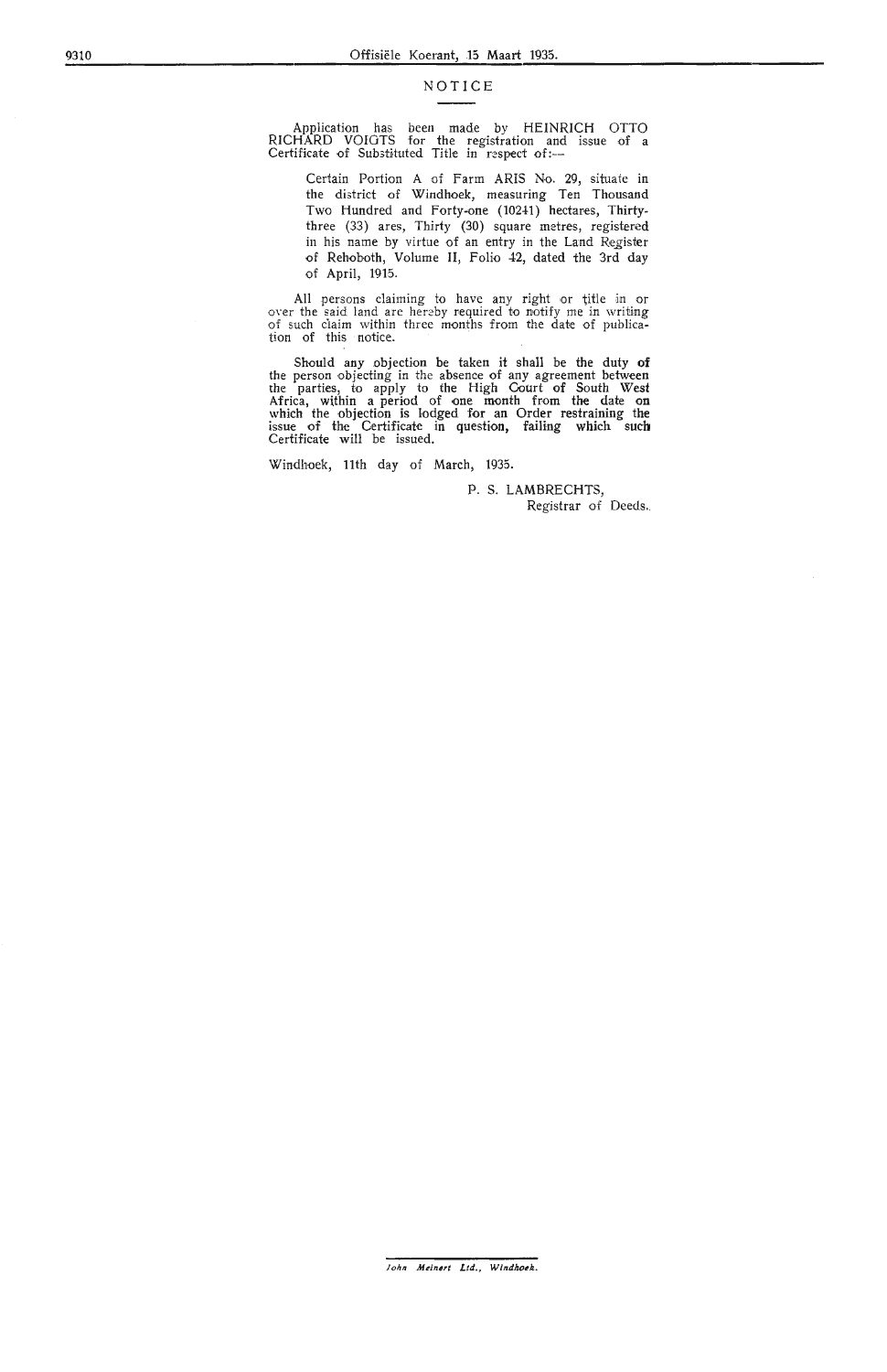## NOTICE

Application has been made by HEINRICH OTTO RICHARD VOIGTS for the registration and issue of a Certificate of Substituted Title in respect of:—

> Certain Portion A of Farm ARIS No. 29, situate in the district of Windhoek, measuring Ten Thousand Two Hundred and Forty-one (10241) hectares, Thirty-three (33) ares, Thirty (30) square metres, registered in his name by virtue of an entry in the Land Register of Rehoboth, Volume II, Folio 42, dated the 3rd day of April, 1915.

All persons claiming to have any right or title in or over the said land are hereby required to notify me in writing of such claim within three months from the date of publication of this notice.

Should any objection be taken it shall be the duty of the person objecting in the absence of any agreement between the parties, to apply to the High Court of South West Africa, within a period of one month from the date on which the objection is lodged for an Order restraining the issue of the Certificate in question, failing which such Certificate will be issued.

Windhoek, 11th day of March, 1935.

P. S. LAMBRECHTS,
Registrar of Deeds.

*John Meinert Ltd., Windhoek.*